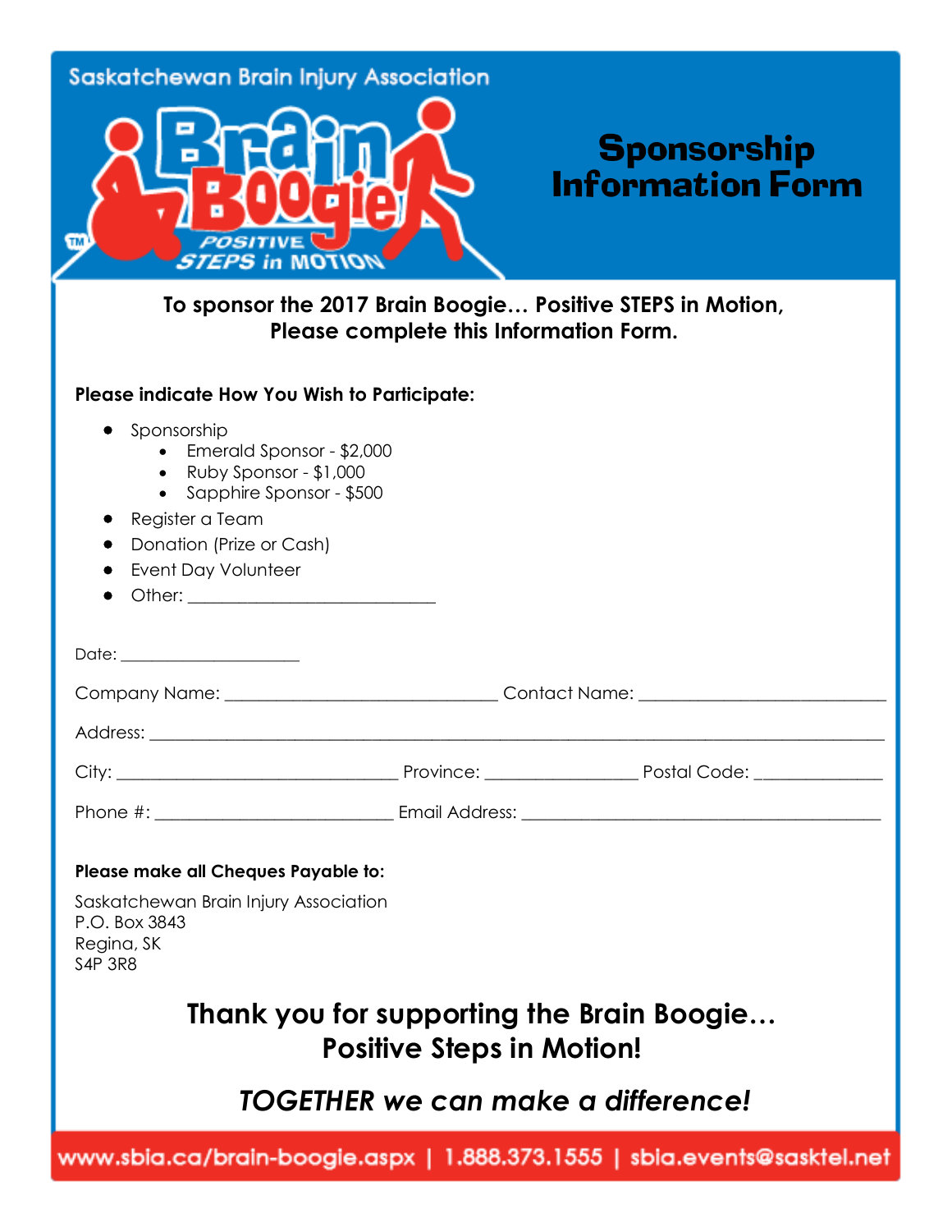Saskatchewan Brain Injury Association

Brain Boogie
POSITIVE STEPS in MOTION

# Sponsorship Information Form

**To sponsor the 2017 Brain Boogie… Positive STEPS in Motion, Please complete this Information Form.**

**Please indicate How You Wish to Participate:**

- Sponsorship
  - Emerald Sponsor - $2,000
  - Ruby Sponsor - $1,000
  - Sapphire Sponsor - $500
- Register a Team
- Donation (Prize or Cash)
- Event Day Volunteer
- Other: ___________________________

Date: ____________________

Company Name: ______________________________ Contact Name: ___________________________

Address: ________________________________________________________________________________

City: _______________________________ Province: ________________ Postal Code: ______________

Phone #: __________________________ Email Address: ________________________________________

**Please make all Cheques Payable to:**

Saskatchewan Brain Injury Association
P.O. Box 3843
Regina, SK
S4P 3R8

## Thank you for supporting the Brain Boogie… Positive Steps in Motion!

***TOGETHER we can make a difference!***

www.sbia.ca/brain-boogie.aspx | 1.888.373.1555 | sbia.events@sasktel.net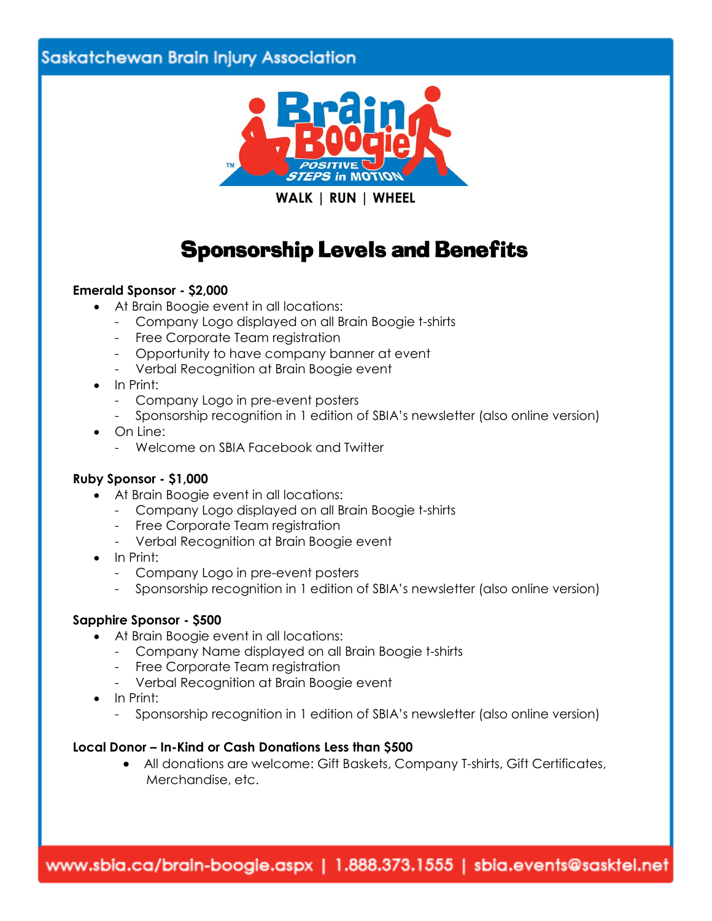Saskatchewan Brain Injury Association

Brain Boogie
POSITIVE STEPS in MOTION

**WALK | RUN | WHEEL**

# Sponsorship Levels and Benefits

**Emerald Sponsor - $2,000**

- At Brain Boogie event in all locations:
  - Company Logo displayed on all Brain Boogie t-shirts
  - Free Corporate Team registration
  - Opportunity to have company banner at event
  - Verbal Recognition at Brain Boogie event
- In Print:
  - Company Logo in pre-event posters
  - Sponsorship recognition in 1 edition of SBIA's newsletter (also online version)
- On Line:
  - Welcome on SBIA Facebook and Twitter

**Ruby Sponsor - $1,000**

- At Brain Boogie event in all locations:
  - Company Logo displayed on all Brain Boogie t-shirts
  - Free Corporate Team registration
  - Verbal Recognition at Brain Boogie event
- In Print:
  - Company Logo in pre-event posters
  - Sponsorship recognition in 1 edition of SBIA's newsletter (also online version)

**Sapphire Sponsor - $500**

- At Brain Boogie event in all locations:
  - Company Name displayed on all Brain Boogie t-shirts
  - Free Corporate Team registration
  - Verbal Recognition at Brain Boogie event
- In Print:
  - Sponsorship recognition in 1 edition of SBIA's newsletter (also online version)

**Local Donor – In-Kind or Cash Donations Less than $500**

- All donations are welcome: Gift Baskets, Company T-shirts, Gift Certificates, Merchandise, etc.

www.sbia.ca/brain-boogie.aspx | 1.888.373.1555 | sbia.events@sasktel.net